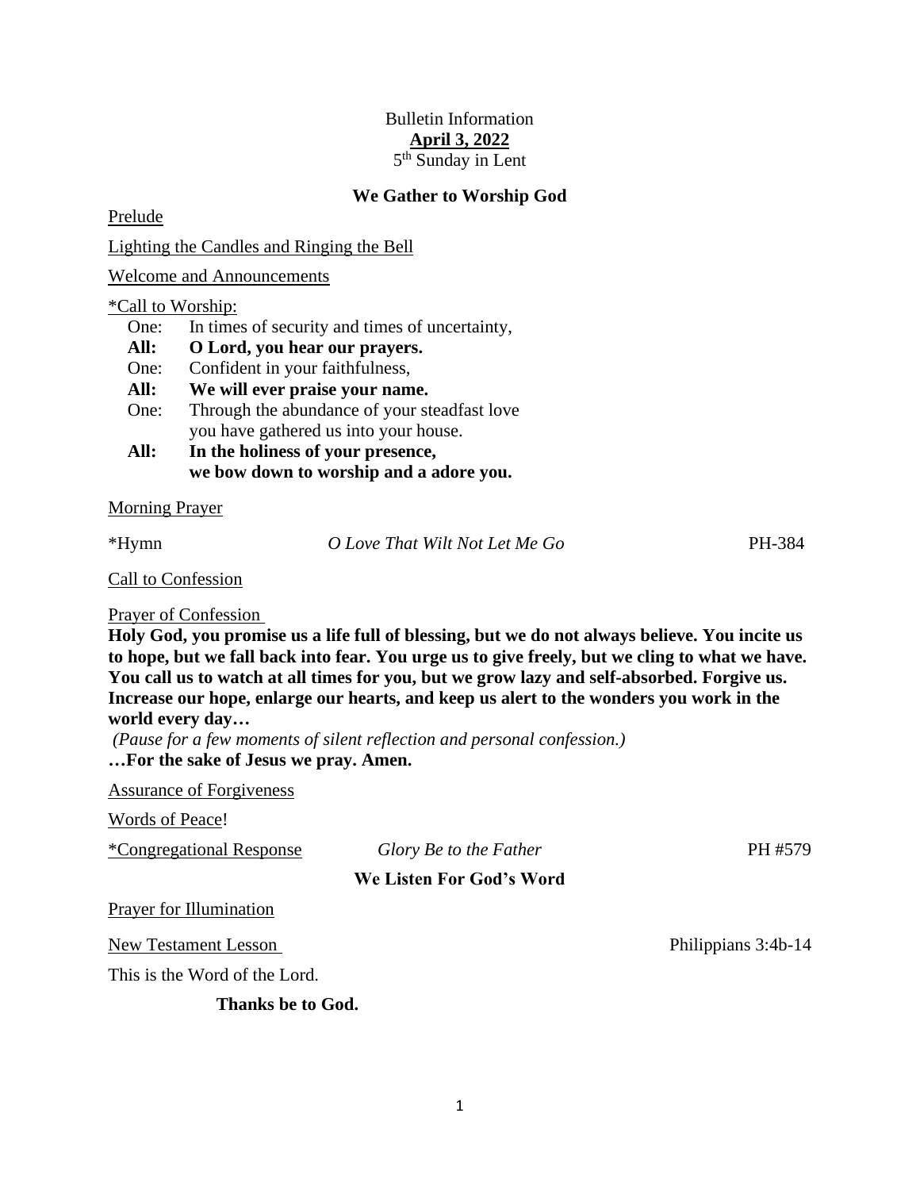Bulletin Information

**April 3, 2022**

5th Sunday in Lent

## We Gather to Worship God

Prelude

Lighting the Candles and Ringing the Bell

Welcome and Announcements

*Call to Worship:

One: In times of security and times of uncertainty,

**All: O Lord, you hear our prayers.**

One: Confident in your faithfulness,

**All: We will ever praise your name.**

One: Through the abundance of your steadfast love
you have gathered us into your house.

**All: In the holiness of your presence,
we bow down to worship and a adore you.**

Morning Prayer

*Hymn *O Love That Wilt Not Let Me Go* PH-384

Call to Confession

Prayer of Confession

**Holy God, you promise us a life full of blessing, but we do not always believe. You incite us to hope, but we fall back into fear. You urge us to give freely, but we cling to what we have. You call us to watch at all times for you, but we grow lazy and self-absorbed. Forgive us. Increase our hope, enlarge our hearts, and keep us alert to the wonders you work in the world every day…**

*(Pause for a few moments of silent reflection and personal confession.)*

**…For the sake of Jesus we pray. Amen.**

Assurance of Forgiveness

Words of Peace!

*Congregational Response *Glory Be to the Father* PH #579

## We Listen For God's Word

Prayer for Illumination

New Testament Lesson Philippians 3:4b-14

This is the Word of the Lord.

**Thanks be to God.**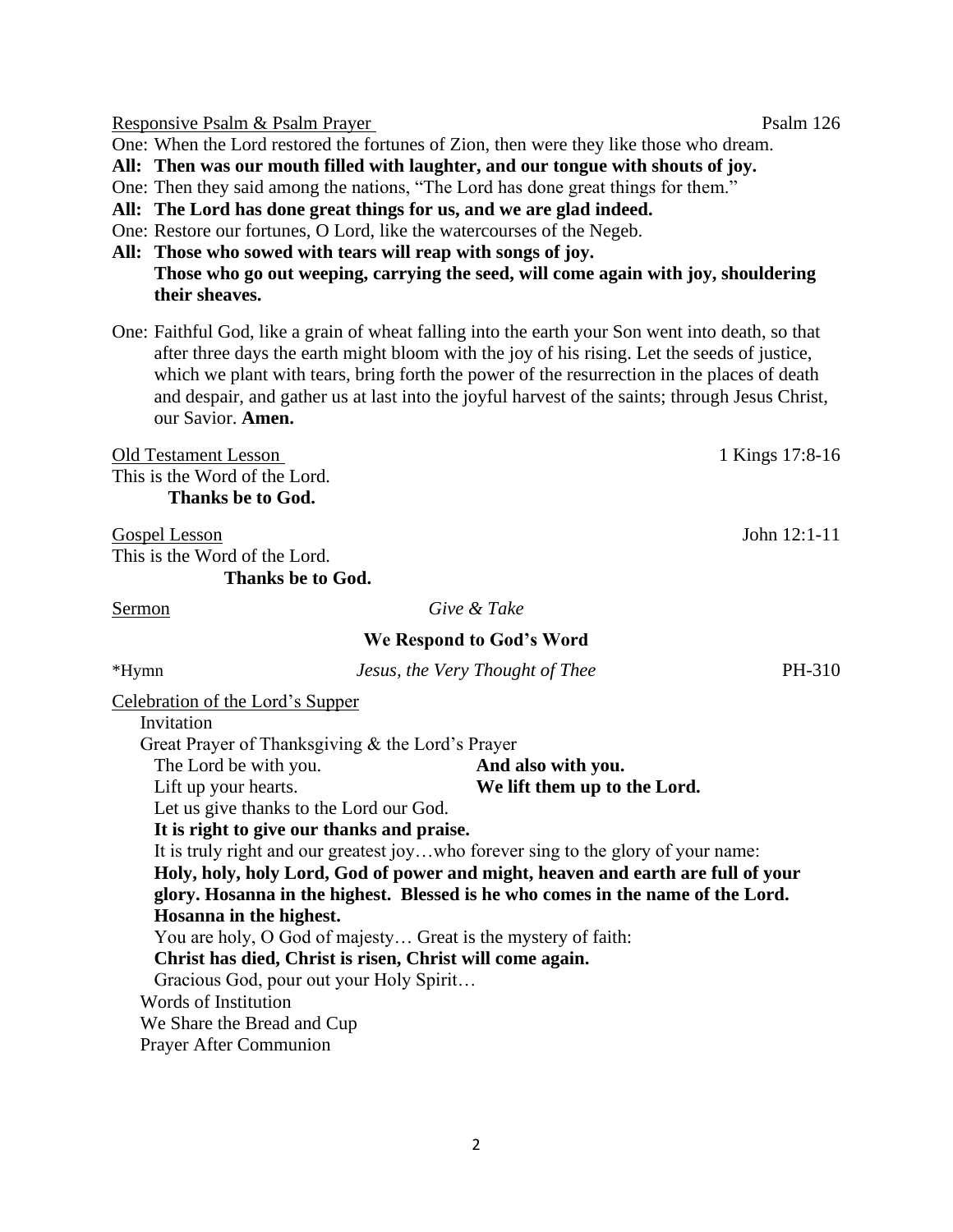Responsive Psalm & Psalm Prayer Psalm 126

One: When the Lord restored the fortunes of Zion, then were they like those who dream.

**All: Then was our mouth filled with laughter, and our tongue with shouts of joy.**

One: Then they said among the nations, "The Lord has done great things for them."

**All: The Lord has done great things for us, and we are glad indeed.**

One: Restore our fortunes, O Lord, like the watercourses of the Negeb.

**All: Those who sowed with tears will reap with songs of joy.**
**Those who go out weeping, carrying the seed, will come again with joy, shouldering their sheaves.**

One: Faithful God, like a grain of wheat falling into the earth your Son went into death, so that after three days the earth might bloom with the joy of his rising. Let the seeds of justice, which we plant with tears, bring forth the power of the resurrection in the places of death and despair, and gather us at last into the joyful harvest of the saints; through Jesus Christ, our Savior. **Amen.**

Old Testament Lesson 1 Kings 17:8-16

This is the Word of the Lord.
**Thanks be to God.**

Gospel Lesson John 12:1-11

This is the Word of the Lord.
**Thanks be to God.**

Sermon *Give & Take*

**We Respond to God's Word**

*Hymn *Jesus, the Very Thought of Thee* PH-310

Celebration of the Lord's Supper

Invitation

Great Prayer of Thanksgiving & the Lord's Prayer

The Lord be with you. **And also with you.**

Lift up your hearts. **We lift them up to the Lord.**

Let us give thanks to the Lord our God.

**It is right to give our thanks and praise.**

It is truly right and our greatest joy…who forever sing to the glory of your name:

**Holy, holy, holy Lord, God of power and might, heaven and earth are full of your glory. Hosanna in the highest. Blessed is he who comes in the name of the Lord. Hosanna in the highest.**

You are holy, O God of majesty… Great is the mystery of faith:

**Christ has died, Christ is risen, Christ will come again.**

Gracious God, pour out your Holy Spirit…

Words of Institution

We Share the Bread and Cup

Prayer After Communion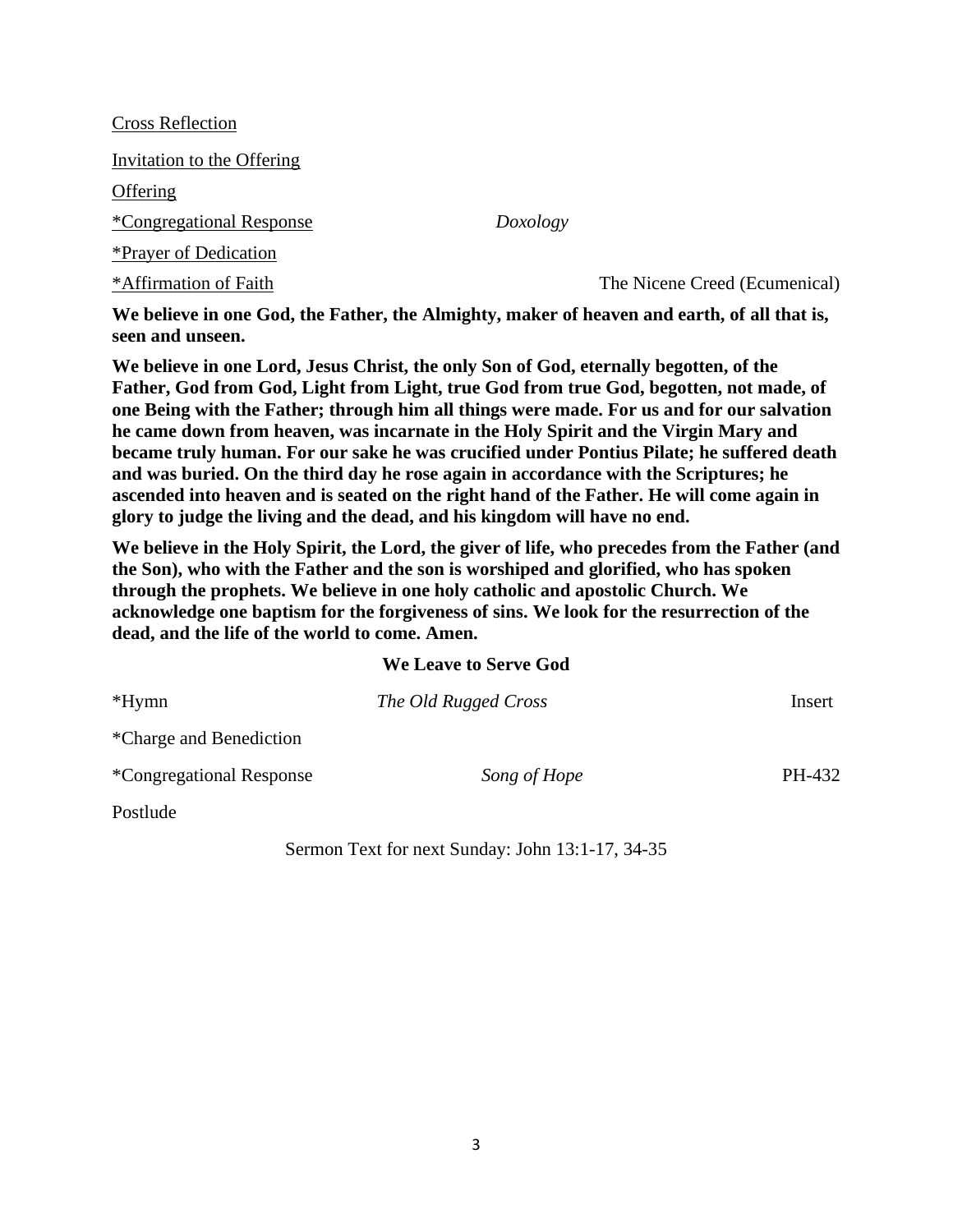<u>Cross Reflection</u>

<u>Invitation to the Offering</u>

<u>Offering</u>

<u>*Congregational Response</u> *Doxology*

<u>*Prayer of Dedication</u>

<u>*Affirmation of Faith</u> The Nicene Creed (Ecumenical)

**We believe in one God, the Father, the Almighty, maker of heaven and earth, of all that is, seen and unseen.**

**We believe in one Lord, Jesus Christ, the only Son of God, eternally begotten, of the Father, God from God, Light from Light, true God from true God, begotten, not made, of one Being with the Father; through him all things were made. For us and for our salvation he came down from heaven, was incarnate in the Holy Spirit and the Virgin Mary and became truly human. For our sake he was crucified under Pontius Pilate; he suffered death and was buried. On the third day he rose again in accordance with the Scriptures; he ascended into heaven and is seated on the right hand of the Father. He will come again in glory to judge the living and the dead, and his kingdom will have no end.**

**We believe in the Holy Spirit, the Lord, the giver of life, who precedes from the Father (and the Son), who with the Father and the son is worshiped and glorified, who has spoken through the prophets. We believe in one holy catholic and apostolic Church. We acknowledge one baptism for the forgiveness of sins. We look for the resurrection of the dead, and the life of the world to come. Amen.**

**We Leave to Serve God**

*Hymn *The Old Rugged Cross* Insert

*Charge and Benediction

*Congregational Response *Song of Hope* PH-432

Postlude

Sermon Text for next Sunday: John 13:1-17, 34-35